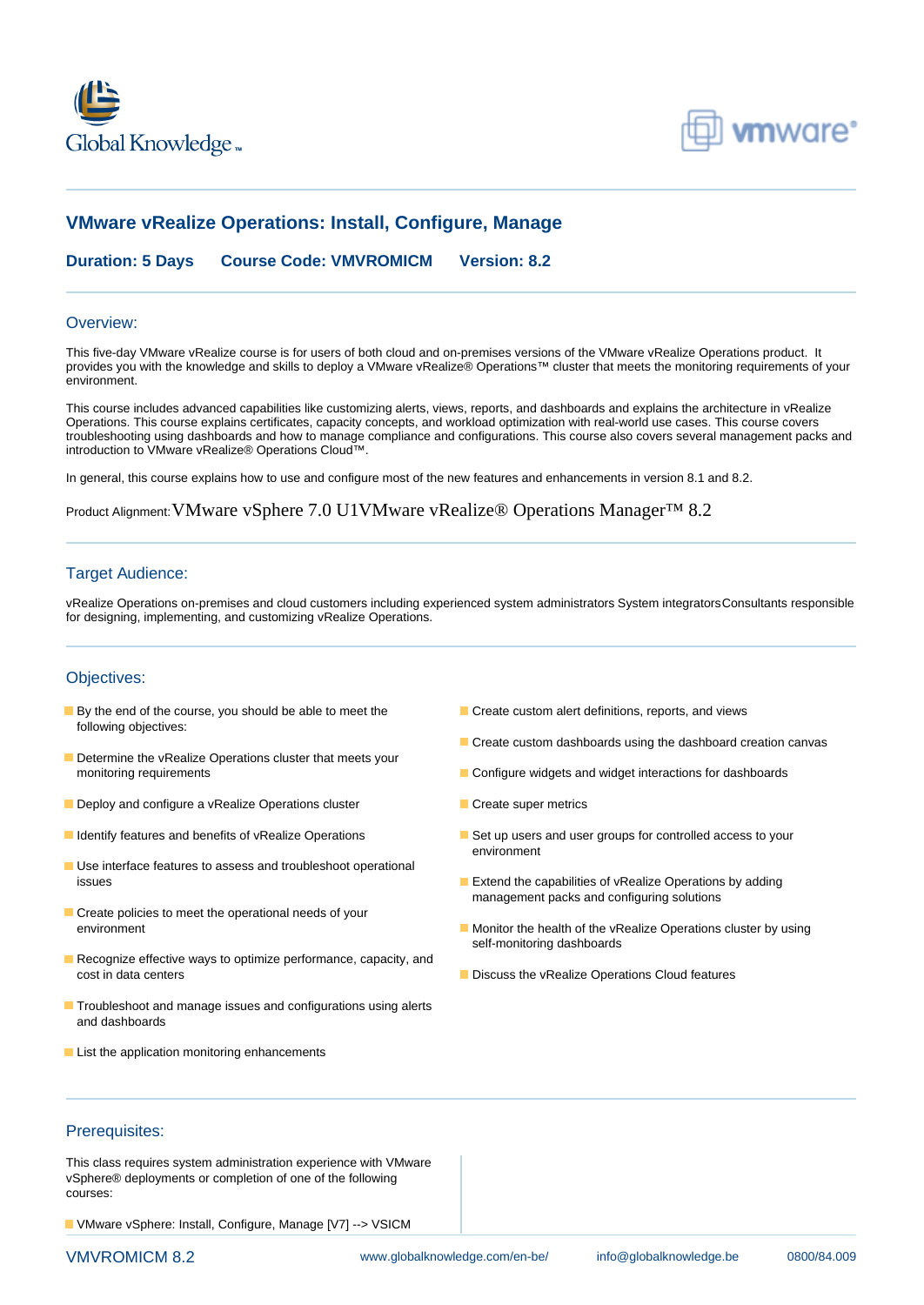# VMware vRealize Operations: Install, Configure, Manage

**Duration: 5 Days** **Course Code: VMVROMICM** **Version: 8.2**

## Overview:

This five-day VMware vRealize course is for users of both cloud and on-premises versions of the VMware vRealize Operations product. It provides you with the knowledge and skills to deploy a VMware vRealize® Operations™ cluster that meets the monitoring requirements of your environment.

This course includes advanced capabilities like customizing alerts, views, reports, and dashboards and explains the architecture in vRealize Operations. This course explains certificates, capacity concepts, and workload optimization with real-world use cases. This course covers troubleshooting using dashboards and how to manage compliance and configurations. This course also covers several management packs and introduction to VMware vRealize® Operations Cloud™.

In general, this course explains how to use and configure most of the new features and enhancements in version 8.1 and 8.2.

Product Alignment: VMware vSphere 7.0 U1VMware vRealize® Operations Manager™ 8.2

## Target Audience:

vRealize Operations on-premises and cloud customers including experienced system administrators System integratorsConsultants responsible for designing, implementing, and customizing vRealize Operations.

## Objectives:

- By the end of the course, you should be able to meet the following objectives:
- Determine the vRealize Operations cluster that meets your monitoring requirements
- Deploy and configure a vRealize Operations cluster
- Identify features and benefits of vRealize Operations
- Use interface features to assess and troubleshoot operational issues
- Create policies to meet the operational needs of your environment
- Recognize effective ways to optimize performance, capacity, and cost in data centers
- Troubleshoot and manage issues and configurations using alerts and dashboards
- List the application monitoring enhancements
- Create custom alert definitions, reports, and views
- Create custom dashboards using the dashboard creation canvas
- Configure widgets and widget interactions for dashboards
- Create super metrics
- Set up users and user groups for controlled access to your environment
- Extend the capabilities of vRealize Operations by adding management packs and configuring solutions
- Monitor the health of the vRealize Operations cluster by using self-monitoring dashboards
- Discuss the vRealize Operations Cloud features

## Prerequisites:

This class requires system administration experience with VMware vSphere® deployments or completion of one of the following courses:

- VMware vSphere: Install, Configure, Manage [V7] --> VSICM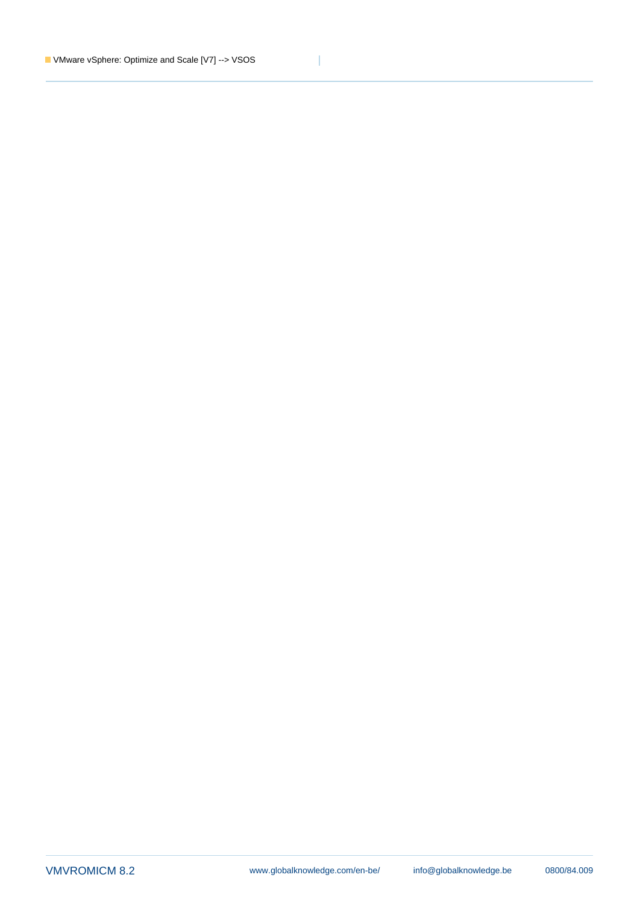- VMware vSphere: Optimize and Scale [V7] --> VSOS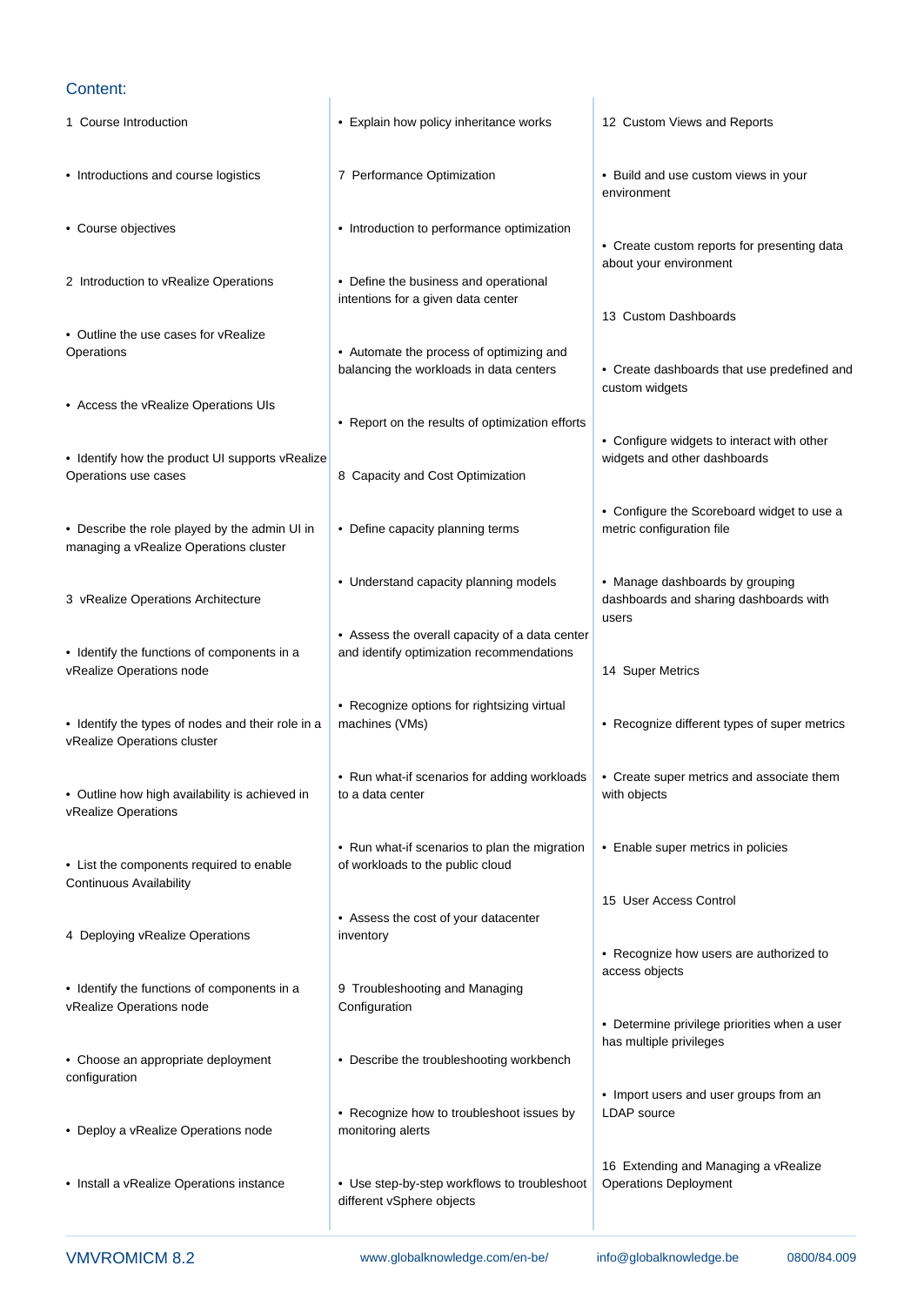## Content:

1 Course Introduction

- Introductions and course logistics
- Course objectives

2 Introduction to vRealize Operations

- Outline the use cases for vRealize Operations
- Access the vRealize Operations UIs
- Identify how the product UI supports vRealize Operations use cases
- Describe the role played by the admin UI in managing a vRealize Operations cluster

3 vRealize Operations Architecture

- Identify the functions of components in a vRealize Operations node
- Identify the types of nodes and their role in a vRealize Operations cluster
- Outline how high availability is achieved in vRealize Operations
- List the components required to enable Continuous Availability

4 Deploying vRealize Operations

- Identify the functions of components in a vRealize Operations node
- Choose an appropriate deployment configuration
- Deploy a vRealize Operations node
- Install a vRealize Operations instance

- Explain how policy inheritance works

7 Performance Optimization

- Introduction to performance optimization
- Define the business and operational intentions for a given data center
- Automate the process of optimizing and balancing the workloads in data centers
- Report on the results of optimization efforts

8 Capacity and Cost Optimization

- Define capacity planning terms
- Understand capacity planning models
- Assess the overall capacity of a data center and identify optimization recommendations
- Recognize options for rightsizing virtual machines (VMs)
- Run what-if scenarios for adding workloads to a data center
- Run what-if scenarios to plan the migration of workloads to the public cloud
- Assess the cost of your datacenter inventory

9 Troubleshooting and Managing Configuration

- Describe the troubleshooting workbench
- Recognize how to troubleshoot issues by monitoring alerts
- Use step-by-step workflows to troubleshoot different vSphere objects

12 Custom Views and Reports

- Build and use custom views in your environment
- Create custom reports for presenting data about your environment

13 Custom Dashboards

- Create dashboards that use predefined and custom widgets
- Configure widgets to interact with other widgets and other dashboards
- Configure the Scoreboard widget to use a metric configuration file
- Manage dashboards by grouping dashboards and sharing dashboards with users

14 Super Metrics

- Recognize different types of super metrics
- Create super metrics and associate them with objects
- Enable super metrics in policies

15 User Access Control

- Recognize how users are authorized to access objects
- Determine privilege priorities when a user has multiple privileges
- Import users and user groups from an LDAP source

16 Extending and Managing a vRealize Operations Deployment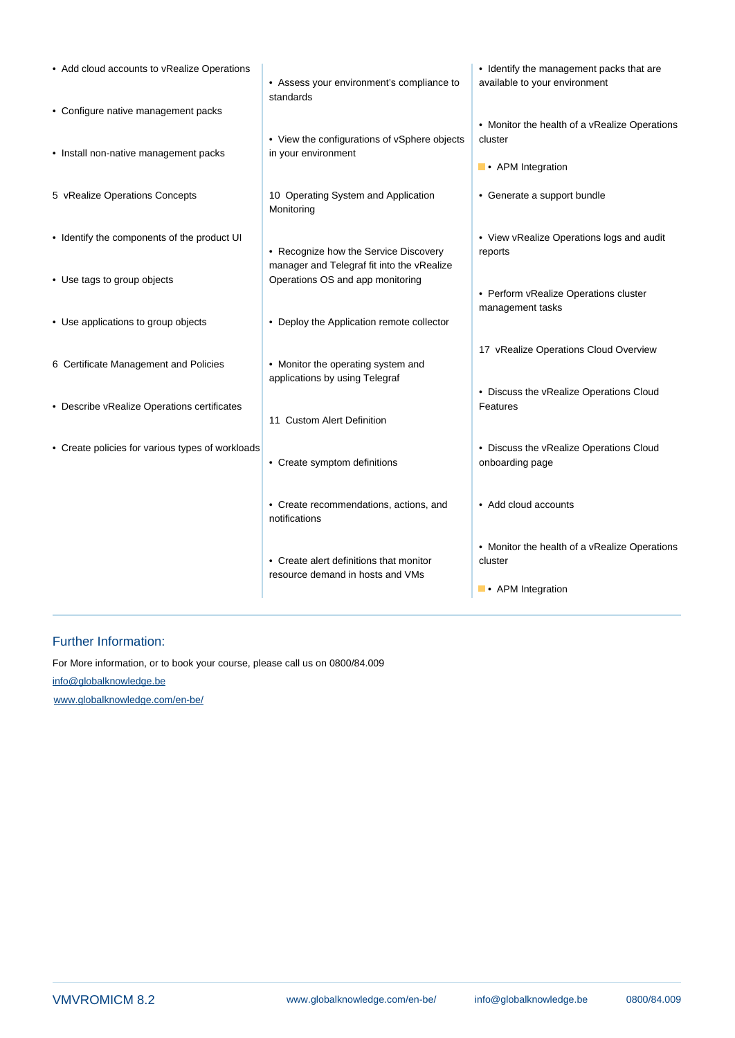- Add cloud accounts to vRealize Operations
- Configure native management packs
- Install non-native management packs

5 vRealize Operations Concepts

- Identify the components of the product UI
- Use tags to group objects
- Use applications to group objects

6 Certificate Management and Policies

- Describe vRealize Operations certificates
- Create policies for various types of workloads

- Assess your environment's compliance to standards
- View the configurations of vSphere objects in your environment

10 Operating System and Application Monitoring

- Recognize how the Service Discovery manager and Telegraf fit into the vRealize Operations OS and app monitoring
- Deploy the Application remote collector
- Monitor the operating system and applications by using Telegraf

11 Custom Alert Definition

- Create symptom definitions
- Create recommendations, actions, and notifications
- Create alert definitions that monitor resource demand in hosts and VMs

- Identify the management packs that are available to your environment
- Monitor the health of a vRealize Operations cluster
- APM Integration
- Generate a support bundle
- View vRealize Operations logs and audit reports
- Perform vRealize Operations cluster management tasks

17 vRealize Operations Cloud Overview

- Discuss the vRealize Operations Cloud Features
- Discuss the vRealize Operations Cloud onboarding page
- Add cloud accounts
- Monitor the health of a vRealize Operations cluster
- APM Integration

## Further Information:

For More information, or to book your course, please call us on 0800/84.009

info@globalknowledge.be

www.globalknowledge.com/en-be/